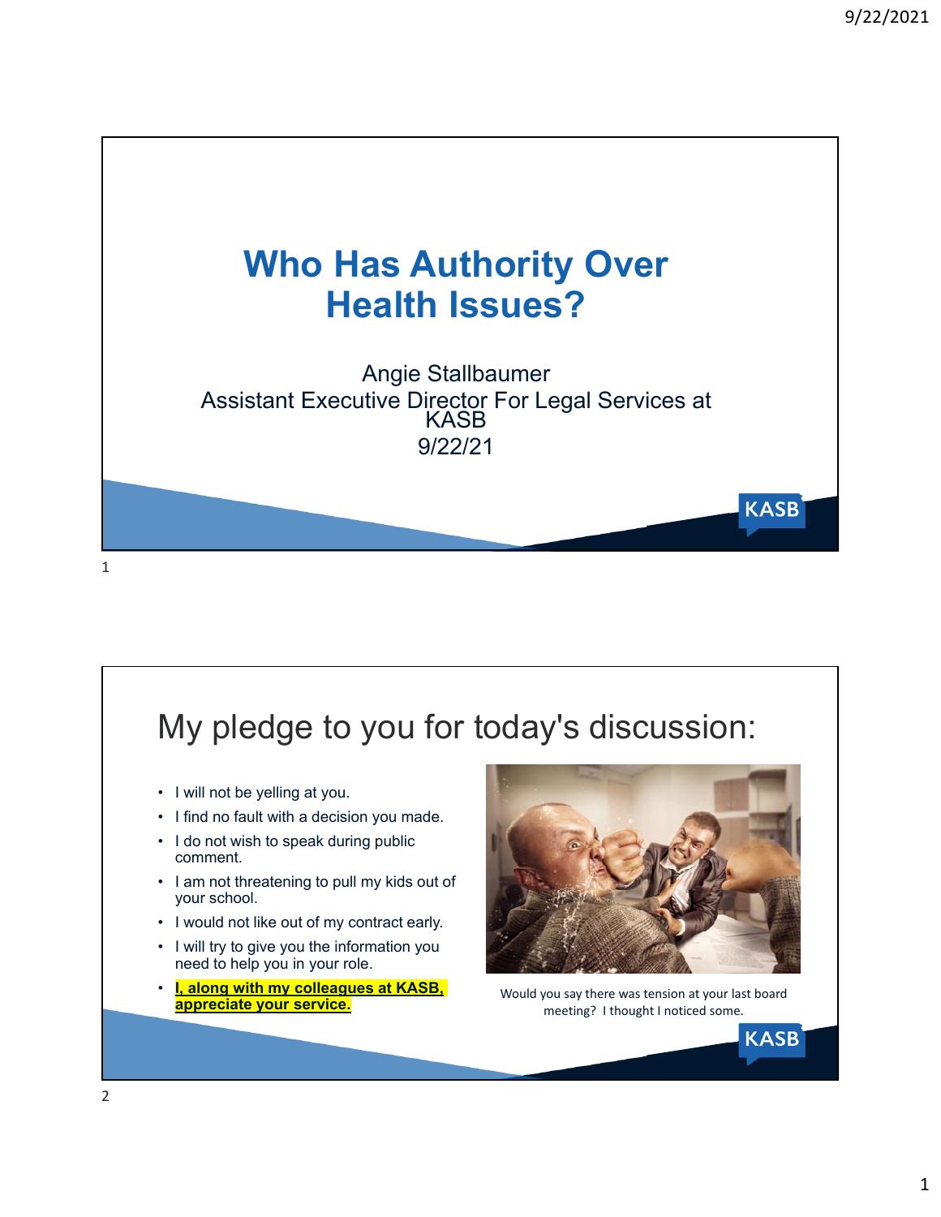# Who Has Authority Over Health Issues?

Angie Stallbaumer
Assistant Executive Director For Legal Services at KASB
9/22/21

## My pledge to you for today's discussion:

- I will not be yelling at you.
- I find no fault with a decision you made.
- I do not wish to speak during public comment.
- I am not threatening to pull my kids out of your school.
- I would not like out of my contract early.
- I will try to give you the information you need to help you in your role.
- **I, along with my colleagues at KASB, appreciate your service.**

Would you say there was tension at your last board meeting? I thought I noticed some.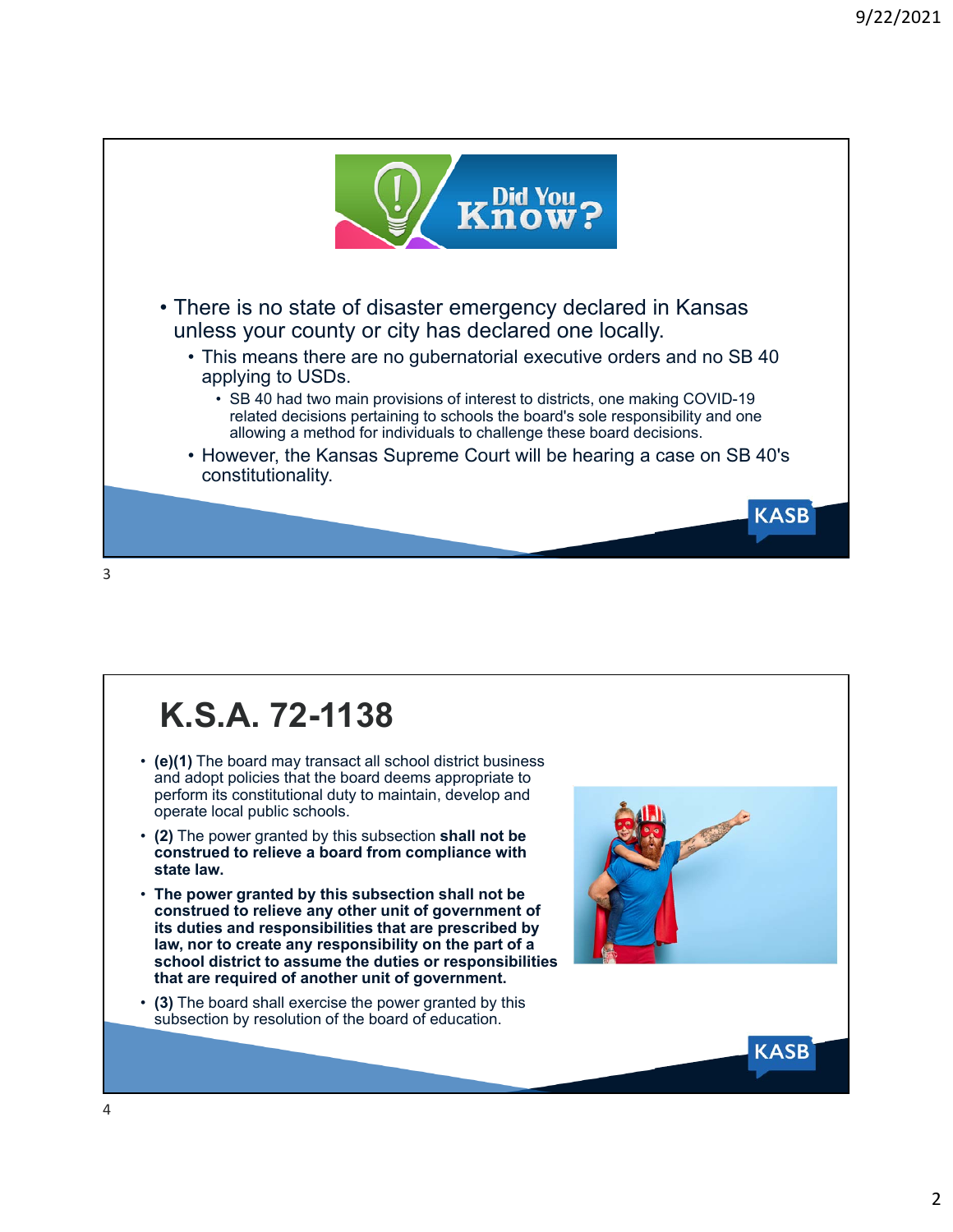Did You Know?

- There is no state of disaster emergency declared in Kansas unless your county or city has declared one locally.
  - This means there are no gubernatorial executive orders and no SB 40 applying to USDs.
    - SB 40 had two main provisions of interest to districts, one making COVID-19 related decisions pertaining to schools the board's sole responsibility and one allowing a method for individuals to challenge these board decisions.
  - However, the Kansas Supreme Court will be hearing a case on SB 40's constitutionality.

# K.S.A. 72-1138

- **(e)(1)** The board may transact all school district business and adopt policies that the board deems appropriate to perform its constitutional duty to maintain, develop and operate local public schools.
- **(2)** The power granted by this subsection **shall not be construed to relieve a board from compliance with state law.**
- **The power granted by this subsection shall not be construed to relieve any other unit of government of its duties and responsibilities that are prescribed by law, nor to create any responsibility on the part of a school district to assume the duties or responsibilities that are required of another unit of government.**
- **(3)** The board shall exercise the power granted by this subsection by resolution of the board of education.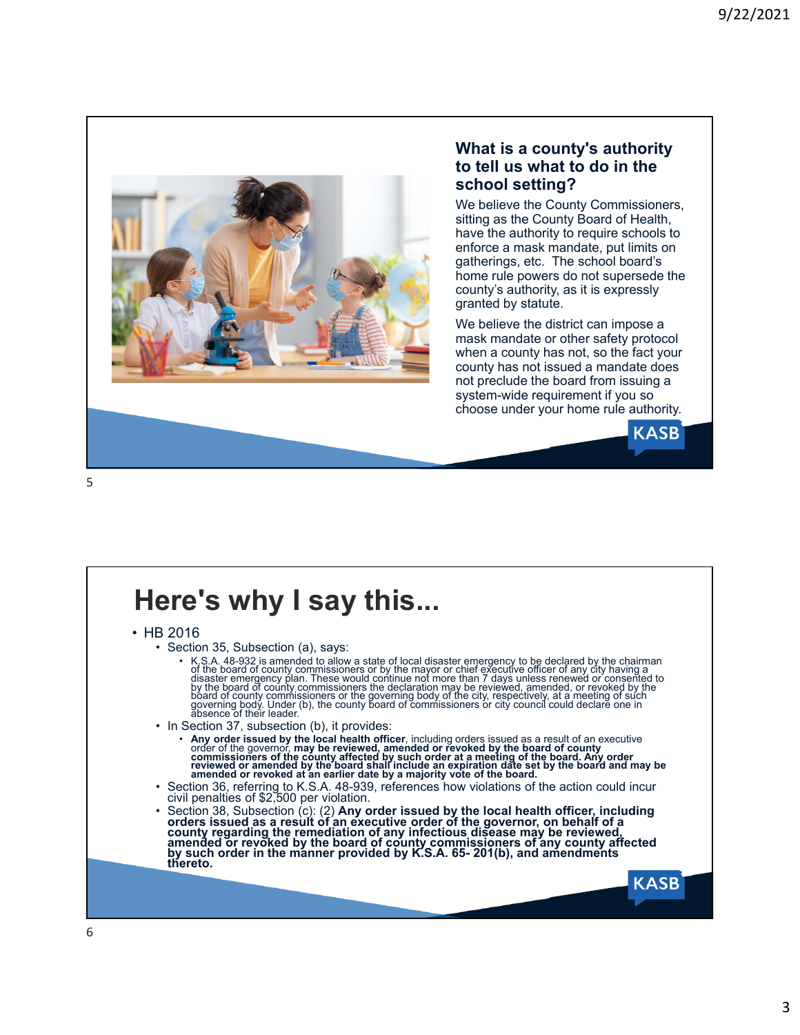### What is a county's authority to tell us what to do in the school setting?

We believe the County Commissioners, sitting as the County Board of Health, have the authority to require schools to enforce a mask mandate, put limits on gatherings, etc. The school board's home rule powers do not supersede the county's authority, as it is expressly granted by statute.

We believe the district can impose a mask mandate or other safety protocol when a county has not, so the fact your county has not issued a mandate does not preclude the board from issuing a system-wide requirement if you so choose under your home rule authority.

KASB

# Here's why I say this...

- HB 2016
  - Section 35, Subsection (a), says:
    - K.S.A. 48-932 is amended to allow a state of local disaster emergency to be declared by the chairman of the board of county commissioners or by the mayor or chief executive officer of any city having a disaster emergency plan. These would continue not more than 7 days unless renewed or consented to by the board of county commissioners the declaration may be reviewed, amended, or revoked by the board of county commissioners or the governing body of the city, respectively, at a meeting of such governing body. Under (b), the county board of commissioners or city council could declare one in absence of their leader.
  - In Section 37, subsection (b), it provides:
    - **Any order issued by the local health officer**, including orders issued as a result of an executive order of the governor, **may be reviewed, amended or revoked by the board of county commissioners of the county affected by such order at a meeting of the board. Any order reviewed or amended by the board shall include an expiration date set by the board and may be amended or revoked at an earlier date by a majority vote of the board.**
  - Section 36, referring to K.S.A. 48-939, references how violations of the action could incur civil penalties of $2,500 per violation.
  - Section 38, Subsection (c): (2) **Any order issued by the local health officer, including orders issued as a result of an executive order of the governor, on behalf of a county regarding the remediation of any infectious disease may be reviewed, amended or revoked by the board of county commissioners of any county affected by such order in the manner provided by K.S.A. 65- 201(b), and amendments thereto.**

KASB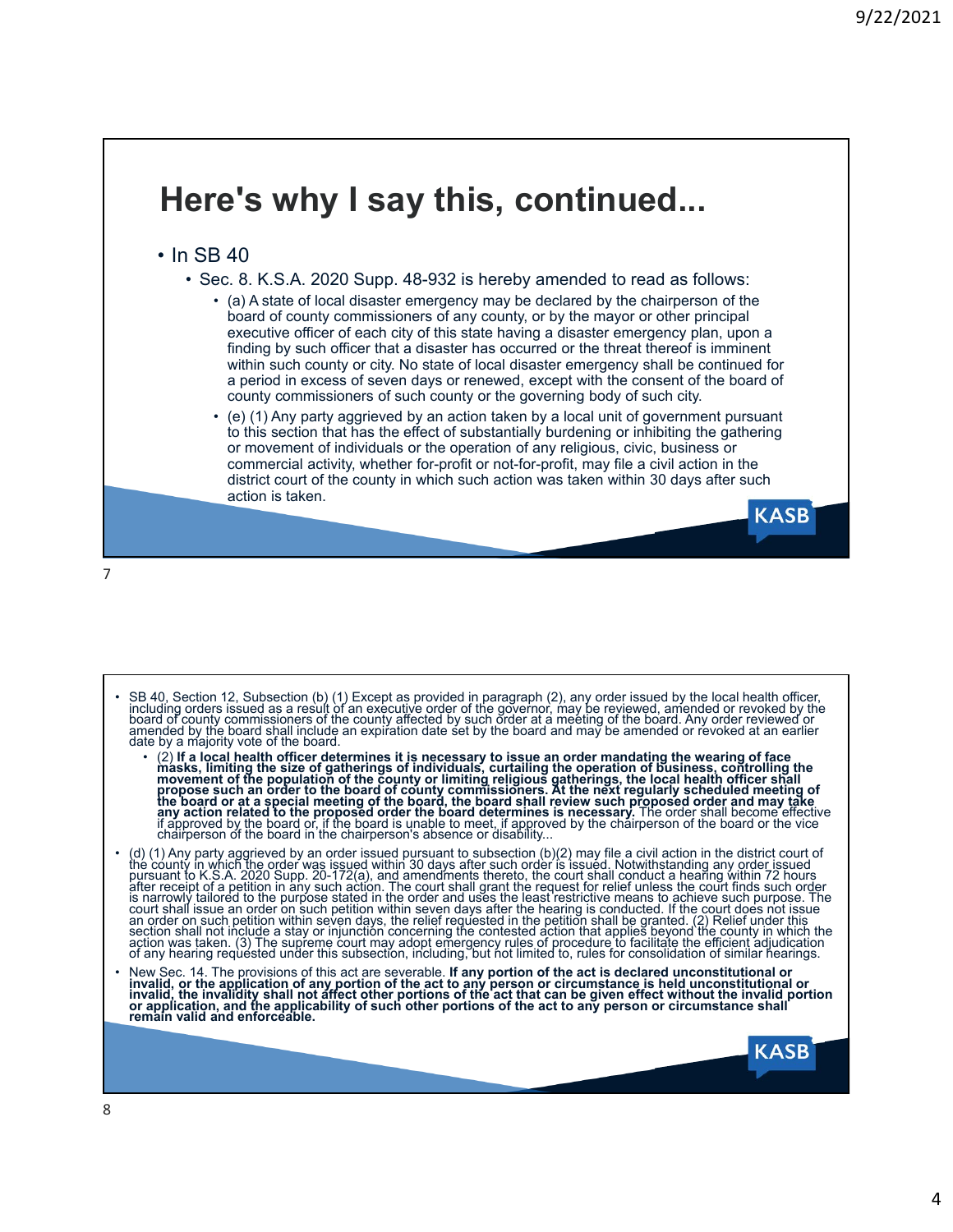# Here's why I say this, continued...

- In SB 40
  - Sec. 8. K.S.A. 2020 Supp. 48-932 is hereby amended to read as follows:
    - (a) A state of local disaster emergency may be declared by the chairperson of the board of county commissioners of any county, or by the mayor or other principal executive officer of each city of this state having a disaster emergency plan, upon a finding by such officer that a disaster has occurred or the threat thereof is imminent within such county or city. No state of local disaster emergency shall be continued for a period in excess of seven days or renewed, except with the consent of the board of county commissioners of such county or the governing body of such city.
    - (e) (1) Any party aggrieved by an action taken by a local unit of government pursuant to this section that has the effect of substantially burdening or inhibiting the gathering or movement of individuals or the operation of any religious, civic, business or commercial activity, whether for-profit or not-for-profit, may file a civil action in the district court of the county in which such action was taken within 30 days after such action is taken.

---

- SB 40, Section 12, Subsection (b) (1) Except as provided in paragraph (2), any order issued by the local health officer, including orders issued as a result of an executive order of the governor, may be reviewed, amended or revoked by the board of county commissioners of the county affected by such order at a meeting of the board. Any order reviewed or amended by the board shall include an expiration date set by the board and may be amended or revoked at an earlier date by a majority vote of the board.
  - (2) **If a local health officer determines it is necessary to issue an order mandating the wearing of face masks, limiting the size of gatherings of individuals, curtailing the operation of business, controlling the movement of the population of the county or limiting religious gatherings, the local health officer shall propose such an order to the board of county commissioners. At the next regularly scheduled meeting of the board or at a special meeting of the board, the board shall review such proposed order and may take any action related to the proposed order the board determines is necessary.** The order shall become effective if approved by the board or, if the board is unable to meet, if approved by the chairperson of the board or the vice chairperson of the board in the chairperson's absence or disability...
- (d) (1) Any party aggrieved by an order issued pursuant to subsection (b)(2) may file a civil action in the district court of the county in which the order was issued within 30 days after such order is issued. Notwithstanding any order issued pursuant to K.S.A. 2020 Supp. 20-172(a), and amendments thereto, the court shall conduct a hearing within 72 hours after receipt of a petition in any such action. The court shall grant the request for relief unless the court finds such order is narrowly tailored to the purpose stated in the order and uses the least restrictive means to achieve such purpose. The court shall issue an order on such petition within seven days after the hearing is conducted. If the court does not issue an order on such petition within seven days, the relief requested in the petition shall be granted. (2) Relief under this section shall not include a stay or injunction concerning the contested action that applies beyond the county in which the action was taken. (3) The supreme court may adopt emergency rules of procedure to facilitate the efficient adjudication of any hearing requested under this subsection, including, but not limited to, rules for consolidation of similar hearings.
- New Sec. 14. The provisions of this act are severable. **If any portion of the act is declared unconstitutional or invalid, or the application of any portion of the act to any person or circumstance is held unconstitutional or invalid, the invalidity shall not affect other portions of the act that can be given effect without the invalid portion or application, and the applicability of such other portions of the act to any person or circumstance shall remain valid and enforceable.**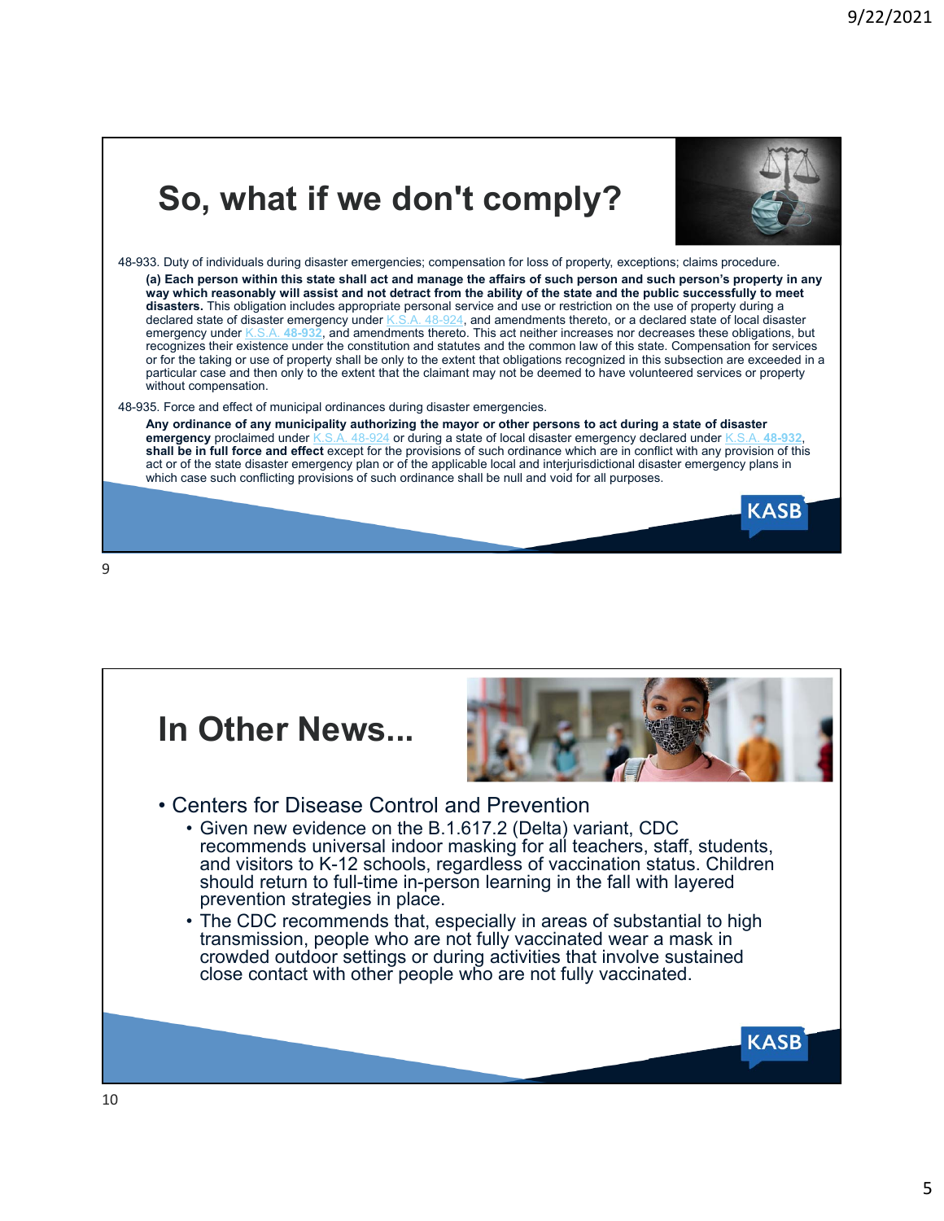## So, what if we don't comply?

48-933. Duty of individuals during disaster emergencies; compensation for loss of property, exceptions; claims procedure.

**(a) Each person within this state shall act and manage the affairs of such person and such person's property in any way which reasonably will assist and not detract from the ability of the state and the public successfully to meet disasters.** This obligation includes appropriate personal service and use or restriction on the use of property during a declared state of disaster emergency under K.S.A. 48-924, and amendments thereto, or a declared state of local disaster emergency under K.S.A. **48-932**, and amendments thereto. This act neither increases nor decreases these obligations, but recognizes their existence under the constitution and statutes and the common law of this state. Compensation for services or for the taking or use of property shall be only to the extent that obligations recognized in this subsection are exceeded in a particular case and then only to the extent that the claimant may not be deemed to have volunteered services or property without compensation.

48-935. Force and effect of municipal ordinances during disaster emergencies.

**Any ordinance of any municipality authorizing the mayor or other persons to act during a state of disaster emergency** proclaimed under K.S.A. 48-924 or during a state of local disaster emergency declared under K.S.A. **48-932**, **shall be in full force and effect** except for the provisions of such ordinance which are in conflict with any provision of this act or of the state disaster emergency plan or of the applicable local and interjurisdictional disaster emergency plans in which case such conflicting provisions of such ordinance shall be null and void for all purposes.

KASB

## In Other News...

- Centers for Disease Control and Prevention
  - Given new evidence on the B.1.617.2 (Delta) variant, CDC recommends universal indoor masking for all teachers, staff, students, and visitors to K-12 schools, regardless of vaccination status. Children should return to full-time in-person learning in the fall with layered prevention strategies in place.
  - The CDC recommends that, especially in areas of substantial to high transmission, people who are not fully vaccinated wear a mask in crowded outdoor settings or during activities that involve sustained close contact with other people who are not fully vaccinated.

KASB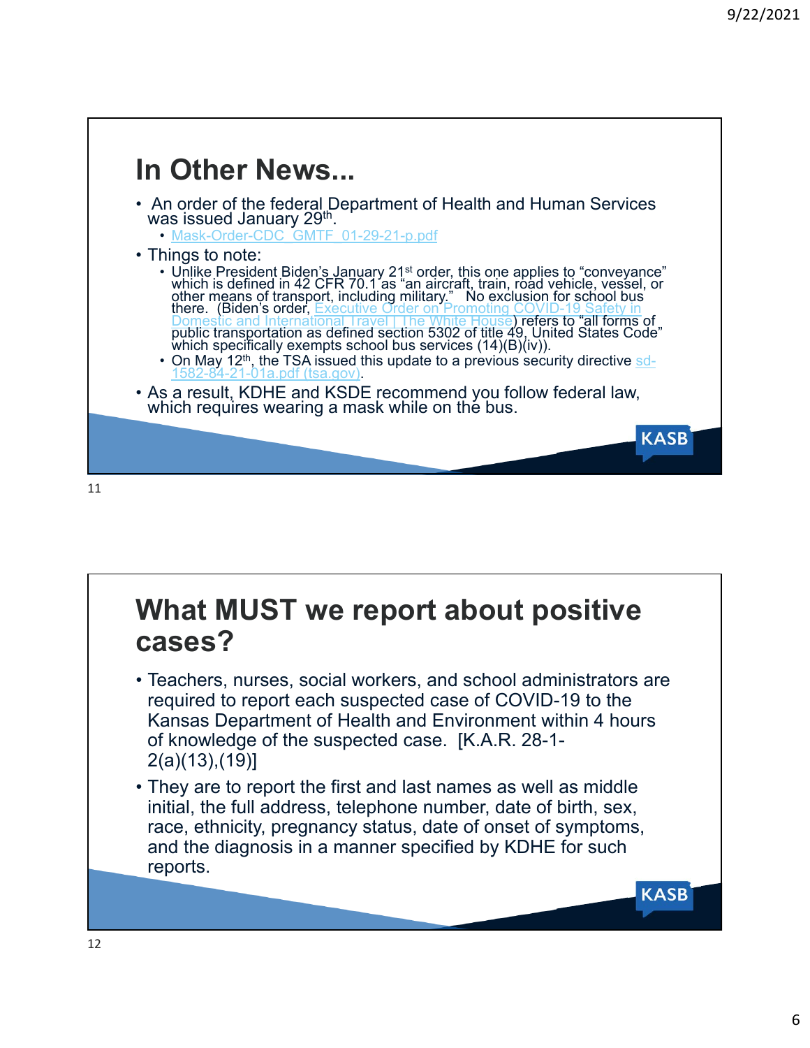## In Other News...

- An order of the federal Department of Health and Human Services was issued January 29th.
  - Mask-Order-CDC_GMTF_01-29-21-p.pdf
- Things to note:
  - Unlike President Biden's January 21st order, this one applies to "conveyance" which is defined in 42 CFR 70.1 as "an aircraft, train, road vehicle, vessel, or other means of transport, including military." No exclusion for school bus there. (Biden's order, Executive Order on Promoting COVID-19 Safety in Domestic and International Travel | The White House) refers to "all forms of public transportation as defined section 5302 of title 49, United States Code" which specifically exempts school bus services (14)(B)(iv)).
  - On May 12th, the TSA issued this update to a previous security directive sd-1582-84-21-01a.pdf (tsa.gov).
- As a result, KDHE and KSDE recommend you follow federal law, which requires wearing a mask while on the bus.

KASB

## What MUST we report about positive cases?

- Teachers, nurses, social workers, and school administrators are required to report each suspected case of COVID-19 to the Kansas Department of Health and Environment within 4 hours of knowledge of the suspected case. [K.A.R. 28-1-2(a)(13),(19)]
- They are to report the first and last names as well as middle initial, the full address, telephone number, date of birth, sex, race, ethnicity, pregnancy status, date of onset of symptoms, and the diagnosis in a manner specified by KDHE for such reports.

KASB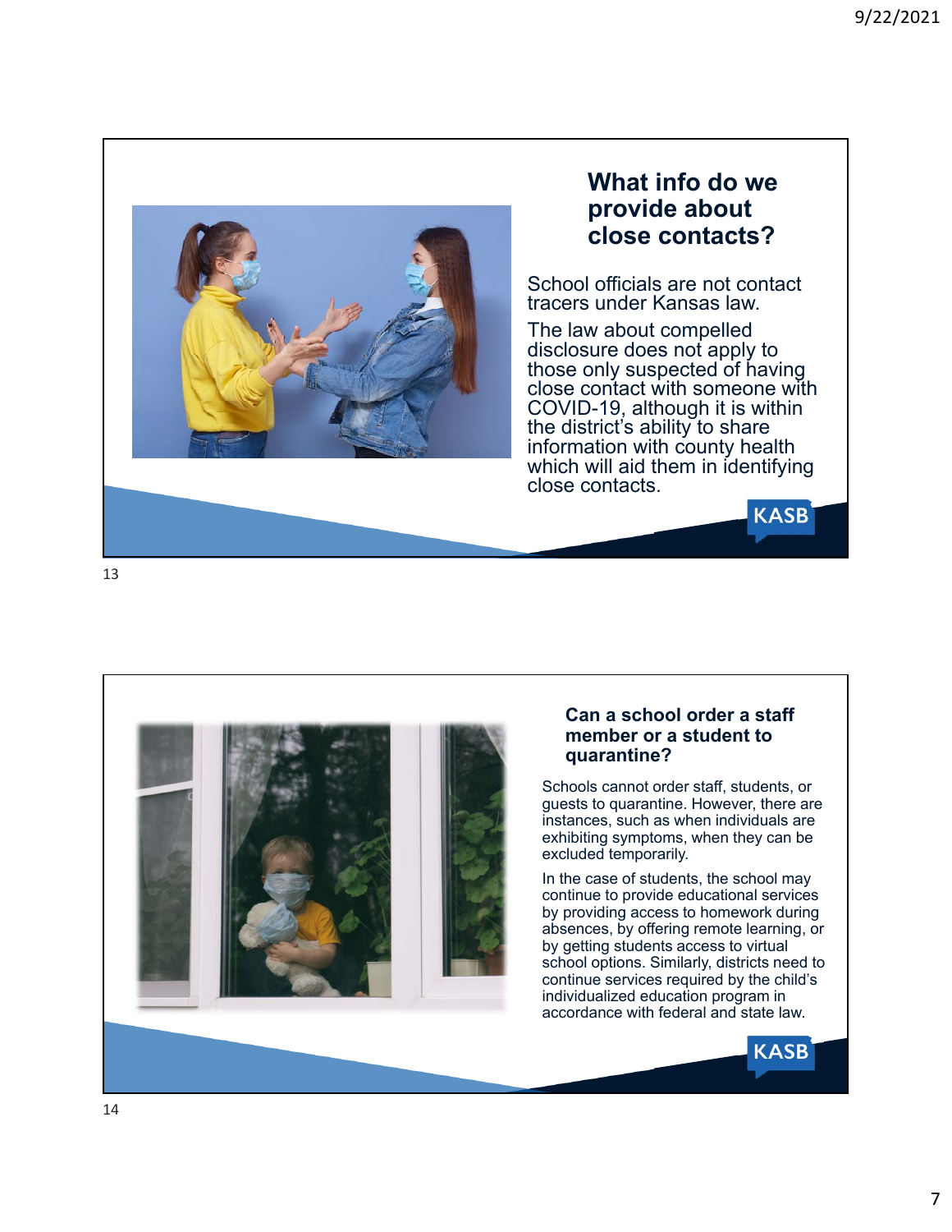## What info do we provide about close contacts?

School officials are not contact tracers under Kansas law.

The law about compelled disclosure does not apply to those only suspected of having close contact with someone with COVID-19, although it is within the district's ability to share information with county health which will aid them in identifying close contacts.

## Can a school order a staff member or a student to quarantine?

Schools cannot order staff, students, or guests to quarantine. However, there are instances, such as when individuals are exhibiting symptoms, when they can be excluded temporarily.

In the case of students, the school may continue to provide educational services by providing access to homework during absences, by offering remote learning, or by getting students access to virtual school options. Similarly, districts need to continue services required by the child's individualized education program in accordance with federal and state law.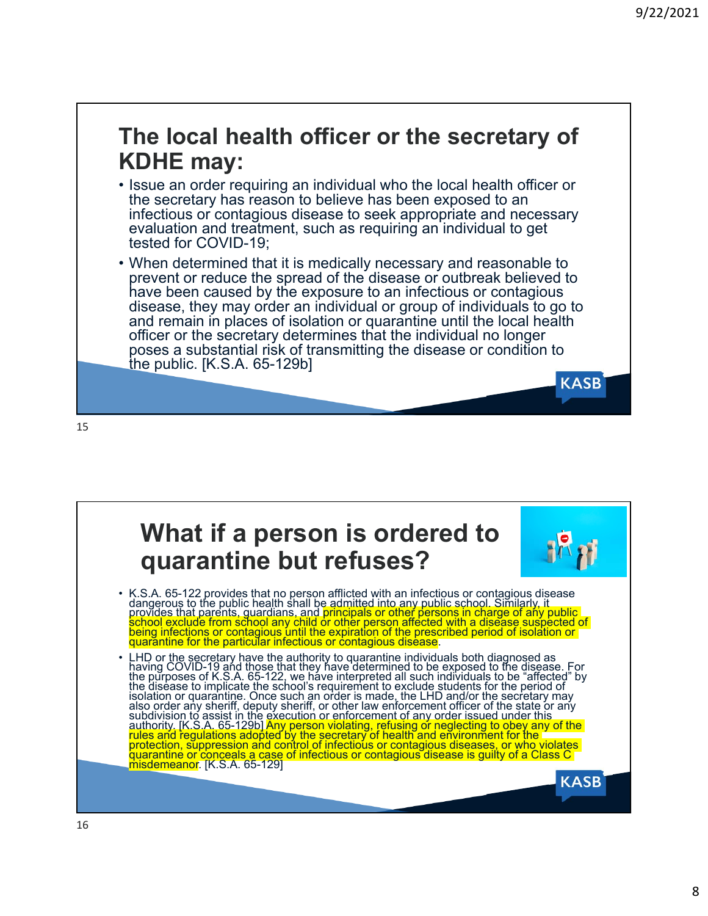## The local health officer or the secretary of KDHE may:

- Issue an order requiring an individual who the local health officer or the secretary has reason to believe has been exposed to an infectious or contagious disease to seek appropriate and necessary evaluation and treatment, such as requiring an individual to get tested for COVID-19;
- When determined that it is medically necessary and reasonable to prevent or reduce the spread of the disease or outbreak believed to have been caused by the exposure to an infectious or contagious disease, they may order an individual or group of individuals to go to and remain in places of isolation or quarantine until the local health officer or the secretary determines that the individual no longer poses a substantial risk of transmitting the disease or condition to the public. [K.S.A. 65-129b]

## What if a person is ordered to quarantine but refuses?

- K.S.A. 65-122 provides that no person afflicted with an infectious or contagious disease dangerous to the public health shall be admitted into any public school. Similarly, it provides that parents, guardians, and principals or other persons in charge of any public school exclude from school any child or other person affected with a disease suspected of being infections or contagious until the expiration of the prescribed period of isolation or quarantine for the particular infectious or contagious disease.
- LHD or the secretary have the authority to quarantine individuals both diagnosed as having COVID-19 and those that they have determined to be exposed to the disease. For the purposes of K.S.A. 65-122, we have interpreted all such individuals to be "affected" by the disease to implicate the school's requirement to exclude students for the period of isolation or quarantine. Once such an order is made, the LHD and/or the secretary may also order any sheriff, deputy sheriff, or other law enforcement officer of the state or any subdivision to assist in the execution or enforcement of any order issued under this authority. [K.S.A. 65-129b] Any person violating, refusing or neglecting to obey any of the rules and regulations adopted by the secretary of health and environment for the protection, suppression and control of infectious or contagious diseases, or who violates quarantine or conceals a case of infectious or contagious disease is guilty of a Class C misdemeanor. [K.S.A. 65-129]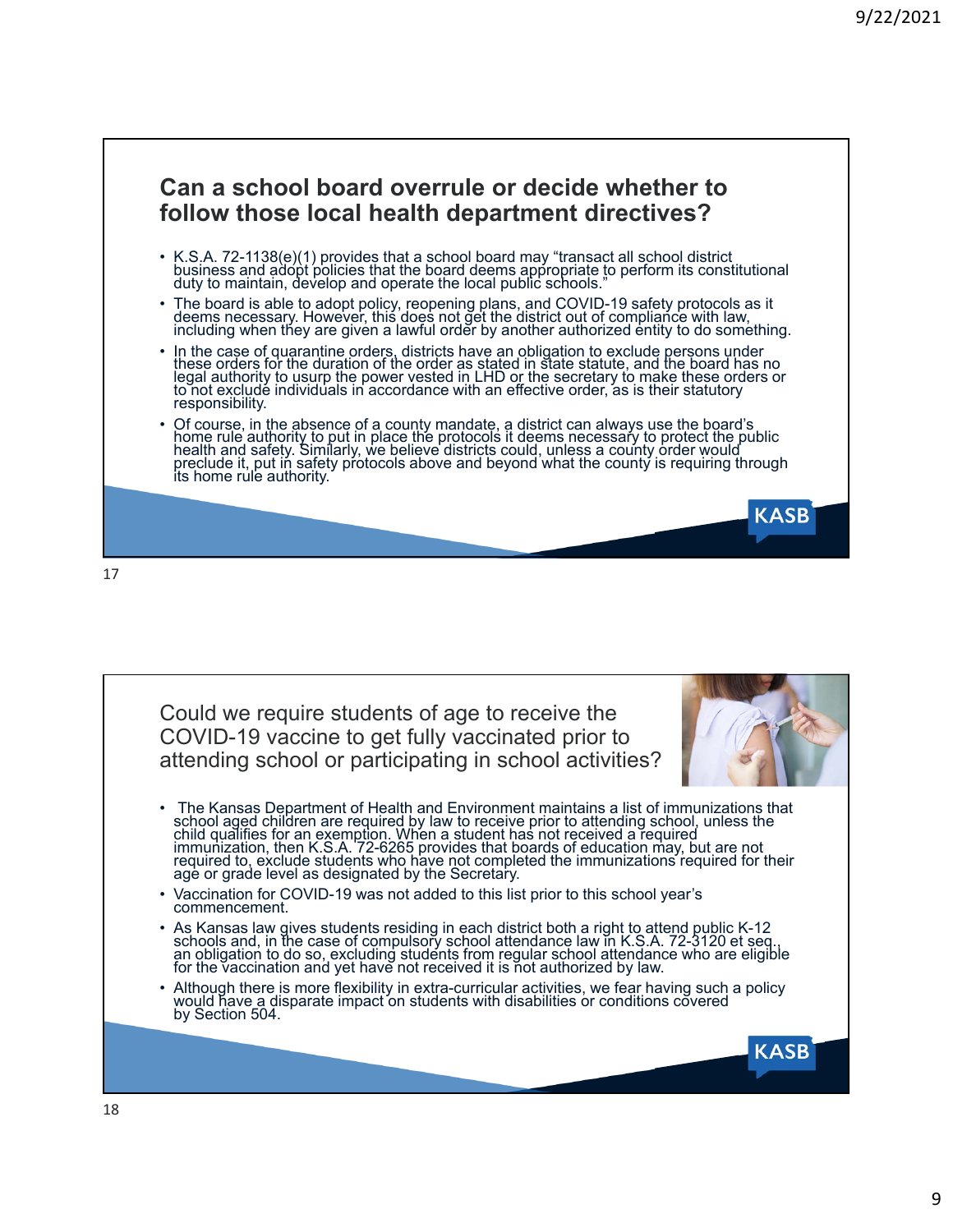## Can a school board overrule or decide whether to follow those local health department directives?

- K.S.A. 72-1138(e)(1) provides that a school board may "transact all school district business and adopt policies that the board deems appropriate to perform its constitutional duty to maintain, develop and operate the local public schools."
- The board is able to adopt policy, reopening plans, and COVID-19 safety protocols as it deems necessary. However, this does not get the district out of compliance with law, including when they are given a lawful order by another authorized entity to do something.
- In the case of quarantine orders, districts have an obligation to exclude persons under these orders for the duration of the order as stated in state statute, and the board has no legal authority to usurp the power vested in LHD or the secretary to make these orders or to not exclude individuals in accordance with an effective order, as is their statutory responsibility.
- Of course, in the absence of a county mandate, a district can always use the board's home rule authority to put in place the protocols it deems necessary to protect the public health and safety. Similarly, we believe districts could, unless a county order would preclude it, put in safety protocols above and beyond what the county is requiring through its home rule authority.

KASB

## Could we require students of age to receive the COVID-19 vaccine to get fully vaccinated prior to attending school or participating in school activities?

- The Kansas Department of Health and Environment maintains a list of immunizations that school aged children are required by law to receive prior to attending school, unless the child qualifies for an exemption. When a student has not received a required immunization, then K.S.A. 72-6265 provides that boards of education may, but are not required to, exclude students who have not completed the immunizations required for their age or grade level as designated by the Secretary.
- Vaccination for COVID-19 was not added to this list prior to this school year's commencement.
- As Kansas law gives students residing in each district both a right to attend public K-12 schools and, in the case of compulsory school attendance law in K.S.A. 72-3120 et seq., an obligation to do so, excluding students from regular school attendance who are eligible for the vaccination and yet have not received it is not authorized by law.
- Although there is more flexibility in extra-curricular activities, we fear having such a policy would have a disparate impact on students with disabilities or conditions covered by Section 504.

KASB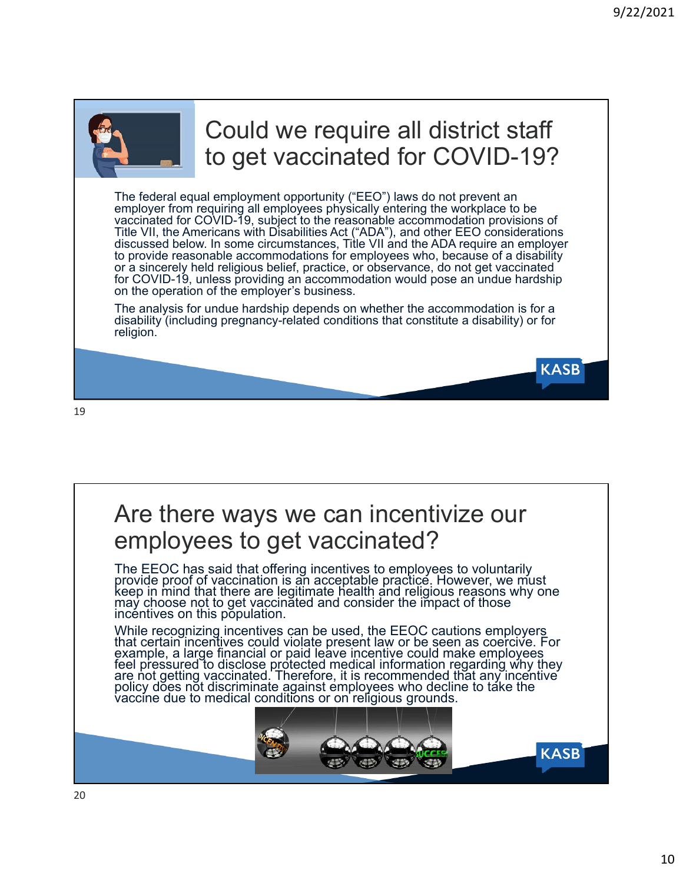## Could we require all district staff to get vaccinated for COVID-19?

The federal equal employment opportunity ("EEO") laws do not prevent an employer from requiring all employees physically entering the workplace to be vaccinated for COVID-19, subject to the reasonable accommodation provisions of Title VII, the Americans with Disabilities Act ("ADA"), and other EEO considerations discussed below. In some circumstances, Title VII and the ADA require an employer to provide reasonable accommodations for employees who, because of a disability or a sincerely held religious belief, practice, or observance, do not get vaccinated for COVID-19, unless providing an accommodation would pose an undue hardship on the operation of the employer's business.

The analysis for undue hardship depends on whether the accommodation is for a disability (including pregnancy-related conditions that constitute a disability) or for religion.

KASB

## Are there ways we can incentivize our employees to get vaccinated?

The EEOC has said that offering incentives to employees to voluntarily provide proof of vaccination is an acceptable practice. However, we must keep in mind that there are legitimate health and religious reasons why one may choose not to get vaccinated and consider the impact of those incentives on this population.

While recognizing incentives can be used, the EEOC cautions employers that certain incentives could violate present law or be seen as coercive. For example, a large financial or paid leave incentive could make employees feel pressured to disclose protected medical information regarding why they are not getting vaccinated. Therefore, it is recommended that any incentive policy does not discriminate against employees who decline to take the vaccine due to medical conditions or on religious grounds.

KASB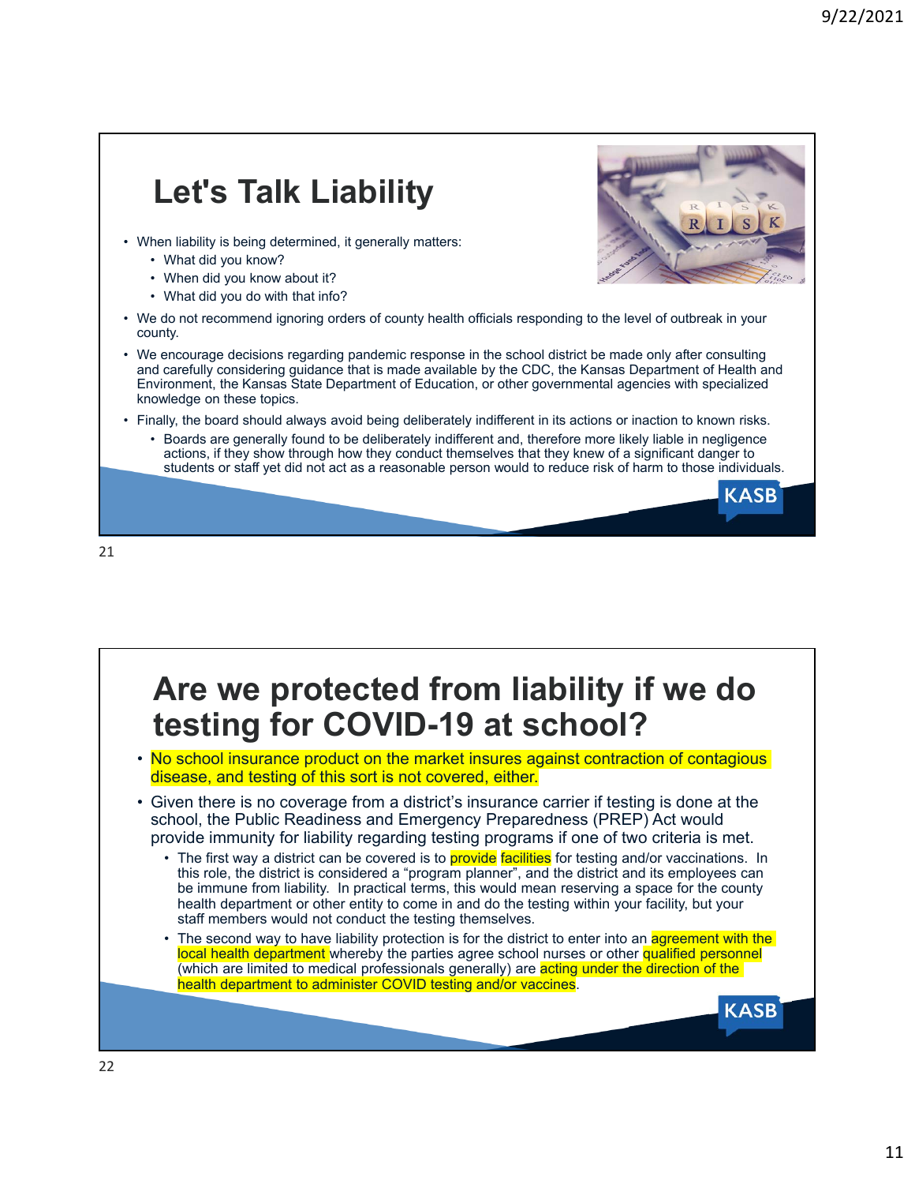## Let's Talk Liability

- When liability is being determined, it generally matters:
  - What did you know?
  - When did you know about it?
  - What did you do with that info?
- We do not recommend ignoring orders of county health officials responding to the level of outbreak in your county.
- We encourage decisions regarding pandemic response in the school district be made only after consulting and carefully considering guidance that is made available by the CDC, the Kansas Department of Health and Environment, the Kansas State Department of Education, or other governmental agencies with specialized knowledge on these topics.
- Finally, the board should always avoid being deliberately indifferent in its actions or inaction to known risks.
  - Boards are generally found to be deliberately indifferent and, therefore more likely liable in negligence actions, if they show through how they conduct themselves that they knew of a significant danger to students or staff yet did not act as a reasonable person would to reduce risk of harm to those individuals.

## Are we protected from liability if we do testing for COVID-19 at school?

- No school insurance product on the market insures against contraction of contagious disease, and testing of this sort is not covered, either.
- Given there is no coverage from a district's insurance carrier if testing is done at the school, the Public Readiness and Emergency Preparedness (PREP) Act would provide immunity for liability regarding testing programs if one of two criteria is met.
  - The first way a district can be covered is to provide facilities for testing and/or vaccinations. In this role, the district is considered a "program planner", and the district and its employees can be immune from liability. In practical terms, this would mean reserving a space for the county health department or other entity to come in and do the testing within your facility, but your staff members would not conduct the testing themselves.
  - The second way to have liability protection is for the district to enter into an agreement with the local health department whereby the parties agree school nurses or other qualified personnel (which are limited to medical professionals generally) are acting under the direction of the health department to administer COVID testing and/or vaccines.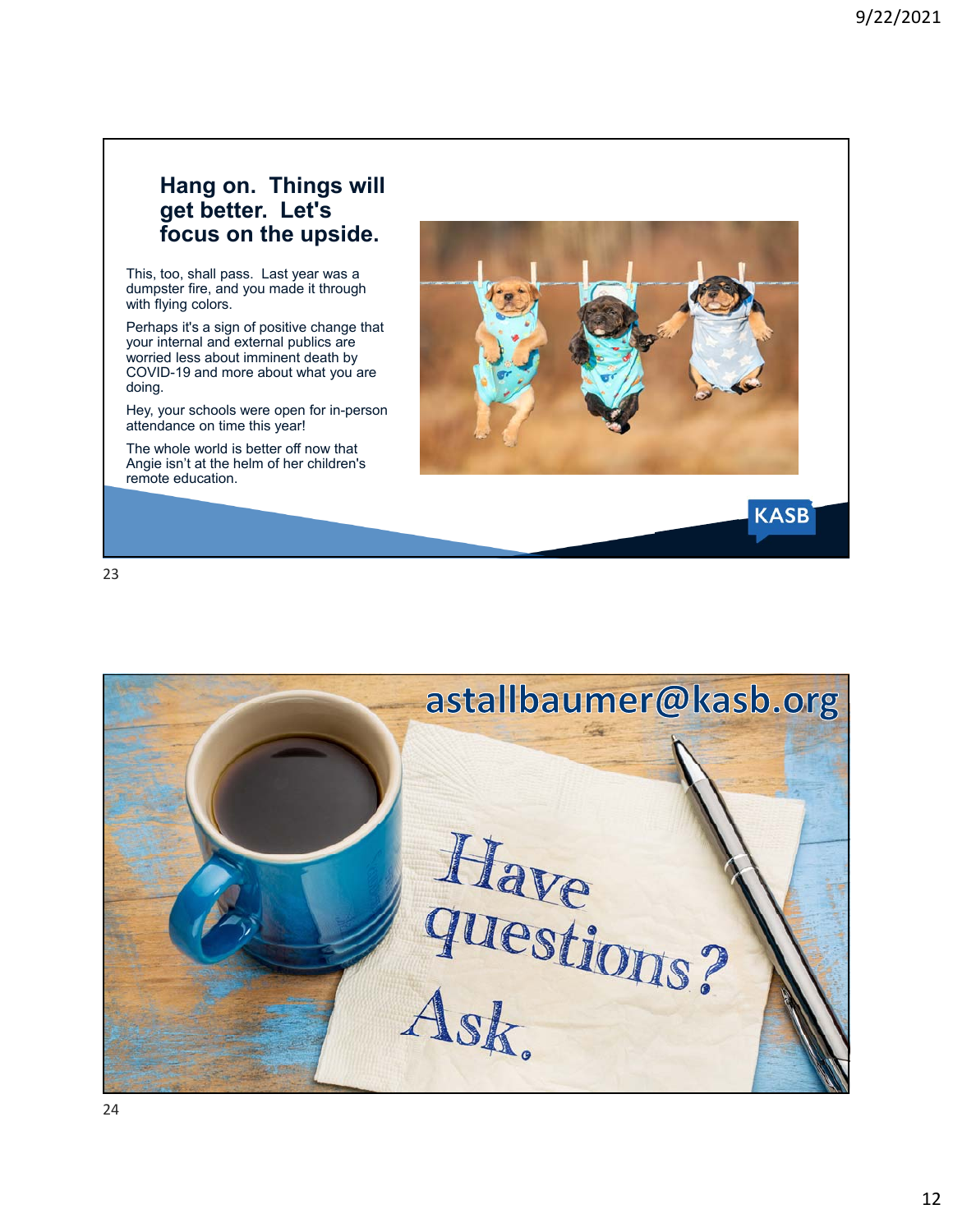## Hang on. Things will get better. Let's focus on the upside.

This, too, shall pass. Last year was a dumpster fire, and you made it through with flying colors.

Perhaps it's a sign of positive change that your internal and external publics are worried less about imminent death by COVID-19 and more about what you are doing.

Hey, your schools were open for in-person attendance on time this year!

The whole world is better off now that Angie isn't at the helm of her children's remote education.

KASB

astallbaumer@kasb.org

Have questions? Ask.